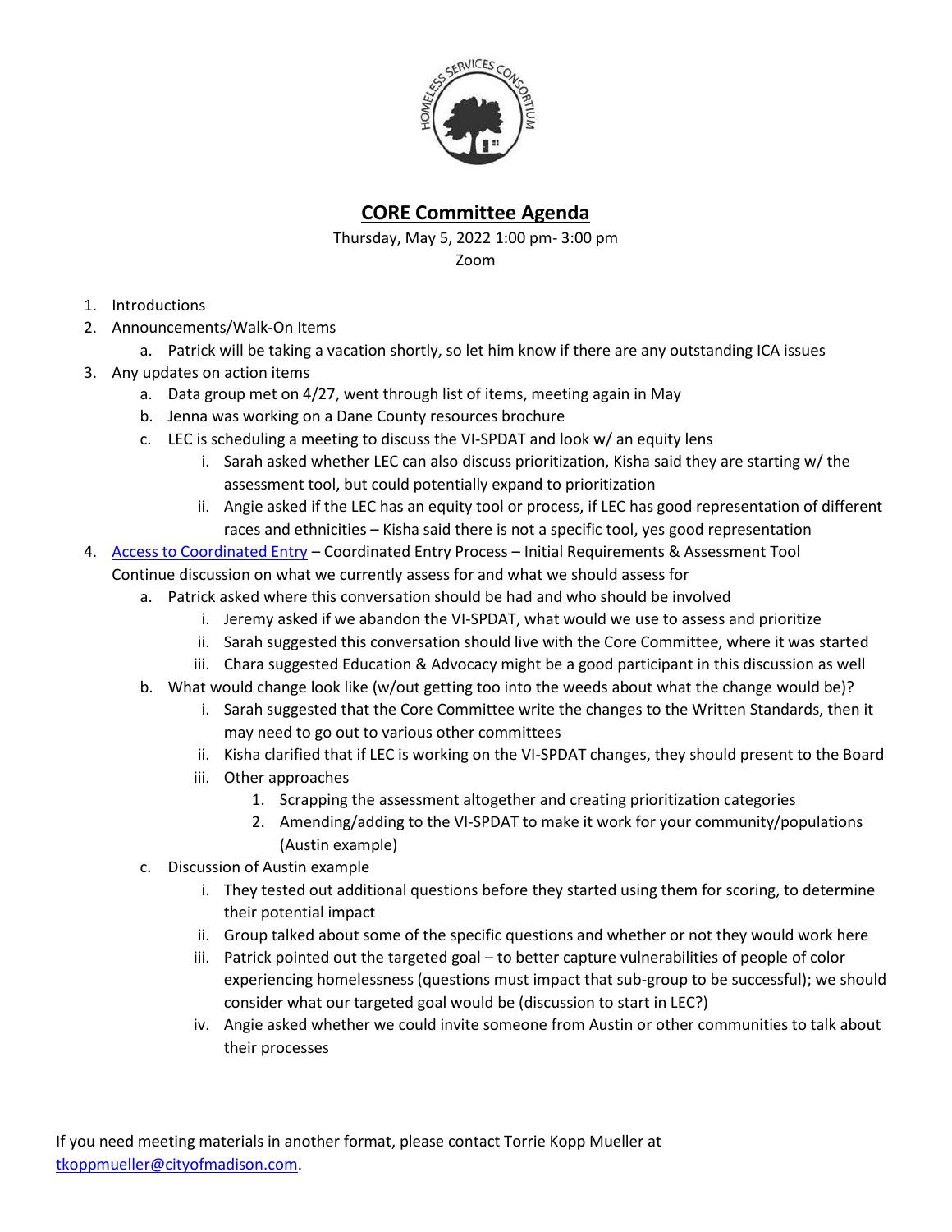# CORE Committee Agenda

Thursday, May 5, 2022 1:00 pm- 3:00 pm

Zoom

1. Introductions
2. Announcements/Walk-On Items
    a. Patrick will be taking a vacation shortly, so let him know if there are any outstanding ICA issues
3. Any updates on action items
    a. Data group met on 4/27, went through list of items, meeting again in May
    b. Jenna was working on a Dane County resources brochure
    c. LEC is scheduling a meeting to discuss the VI-SPDAT and look w/ an equity lens
        i. Sarah asked whether LEC can also discuss prioritization, Kisha said they are starting w/ the assessment tool, but could potentially expand to prioritization
        ii. Angie asked if the LEC has an equity tool or process, if LEC has good representation of different races and ethnicities – Kisha said there is not a specific tool, yes good representation
4. [Access to Coordinated Entry](#) – Coordinated Entry Process – Initial Requirements & Assessment Tool
   Continue discussion on what we currently assess for and what we should assess for
    a. Patrick asked where this conversation should be had and who should be involved
        i. Jeremy asked if we abandon the VI-SPDAT, what would we use to assess and prioritize
        ii. Sarah suggested this conversation should live with the Core Committee, where it was started
        iii. Chara suggested Education & Advocacy might be a good participant in this discussion as well
    b. What would change look like (w/out getting too into the weeds about what the change would be)?
        i. Sarah suggested that the Core Committee write the changes to the Written Standards, then it may need to go out to various other committees
        ii. Kisha clarified that if LEC is working on the VI-SPDAT changes, they should present to the Board
        iii. Other approaches
            1. Scrapping the assessment altogether and creating prioritization categories
            2. Amending/adding to the VI-SPDAT to make it work for your community/populations (Austin example)
    c. Discussion of Austin example
        i. They tested out additional questions before they started using them for scoring, to determine their potential impact
        ii. Group talked about some of the specific questions and whether or not they would work here
        iii. Patrick pointed out the targeted goal – to better capture vulnerabilities of people of color experiencing homelessness (questions must impact that sub-group to be successful); we should consider what our targeted goal would be (discussion to start in LEC?)
        iv. Angie asked whether we could invite someone from Austin or other communities to talk about their processes

If you need meeting materials in another format, please contact Torrie Kopp Mueller at tkoppmueller@cityofmadison.com.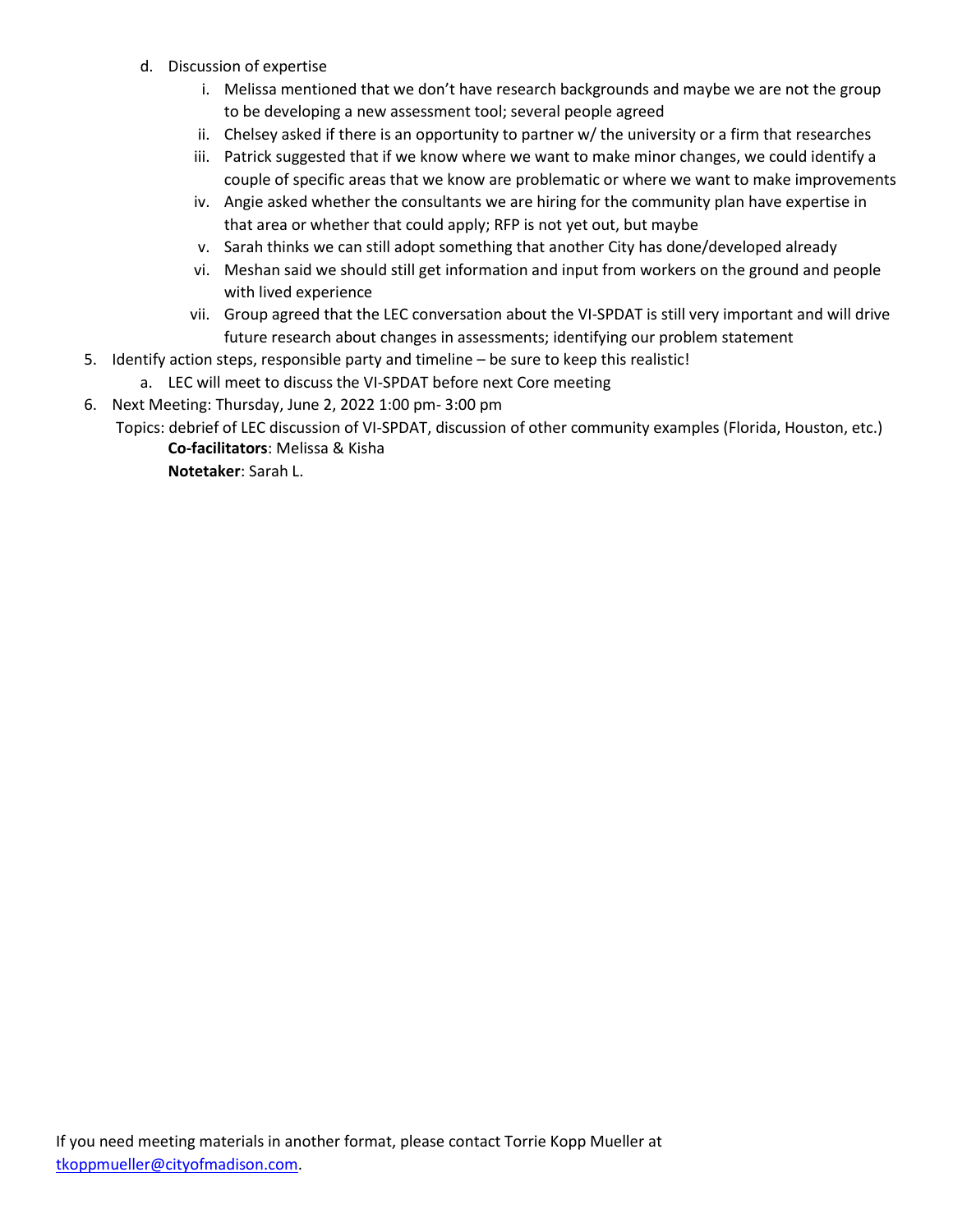d. Discussion of expertise
   i. Melissa mentioned that we don't have research backgrounds and maybe we are not the group to be developing a new assessment tool; several people agreed
   ii. Chelsey asked if there is an opportunity to partner w/ the university or a firm that researches
   iii. Patrick suggested that if we know where we want to make minor changes, we could identify a couple of specific areas that we know are problematic or where we want to make improvements
   iv. Angie asked whether the consultants we are hiring for the community plan have expertise in that area or whether that could apply; RFP is not yet out, but maybe
   v. Sarah thinks we can still adopt something that another City has done/developed already
   vi. Meshan said we should still get information and input from workers on the ground and people with lived experience
   vii. Group agreed that the LEC conversation about the VI-SPDAT is still very important and will drive future research about changes in assessments; identifying our problem statement

5. Identify action steps, responsible party and timeline – be sure to keep this realistic!
   a. LEC will meet to discuss the VI-SPDAT before next Core meeting
6. Next Meeting: Thursday, June 2, 2022 1:00 pm- 3:00 pm

   Topics: debrief of LEC discussion of VI-SPDAT, discussion of other community examples (Florida, Houston, etc.)

   **Co-facilitators**: Melissa & Kisha

   **Notetaker**: Sarah L.

If you need meeting materials in another format, please contact Torrie Kopp Mueller at tkoppmueller@cityofmadison.com.